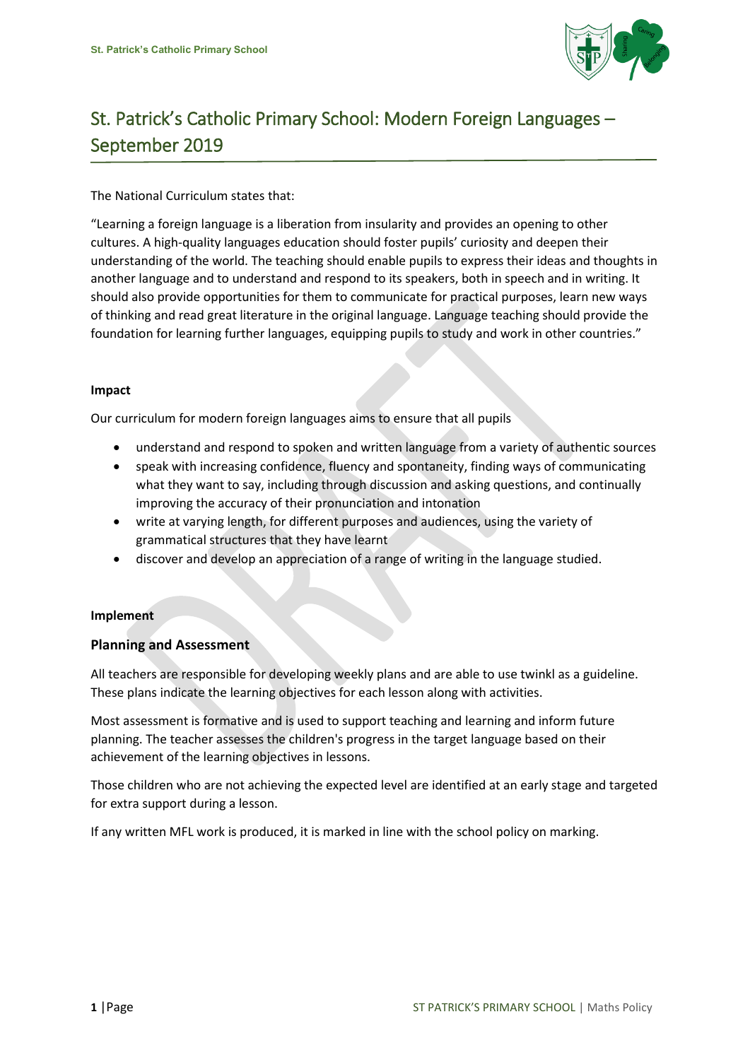# St. Patrick's Catholic Primary School: Modern Foreign Languages – September 2019

The National Curriculum states that:

"Learning a foreign language is a liberation from insularity and provides an opening to other cultures. A high-quality languages education should foster pupils' curiosity and deepen their understanding of the world. The teaching should enable pupils to express their ideas and thoughts in another language and to understand and respond to its speakers, both in speech and in writing. It should also provide opportunities for them to communicate for practical purposes, learn new ways of thinking and read great literature in the original language. Language teaching should provide the foundation for learning further languages, equipping pupils to study and work in other countries."

**Impact**

Our curriculum for modern foreign languages aims to ensure that all pupils

- understand and respond to spoken and written language from a variety of authentic sources
- speak with increasing confidence, fluency and spontaneity, finding ways of communicating what they want to say, including through discussion and asking questions, and continually improving the accuracy of their pronunciation and intonation
- write at varying length, for different purposes and audiences, using the variety of grammatical structures that they have learnt
- discover and develop an appreciation of a range of writing in the language studied.

**Implement**

## Planning and Assessment

All teachers are responsible for developing weekly plans and are able to use twinkl as a guideline. These plans indicate the learning objectives for each lesson along with activities.

Most assessment is formative and is used to support teaching and learning and inform future planning. The teacher assesses the children's progress in the target language based on their achievement of the learning objectives in lessons.

Those children who are not achieving the expected level are identified at an early stage and targeted for extra support during a lesson.

If any written MFL work is produced, it is marked in line with the school policy on marking.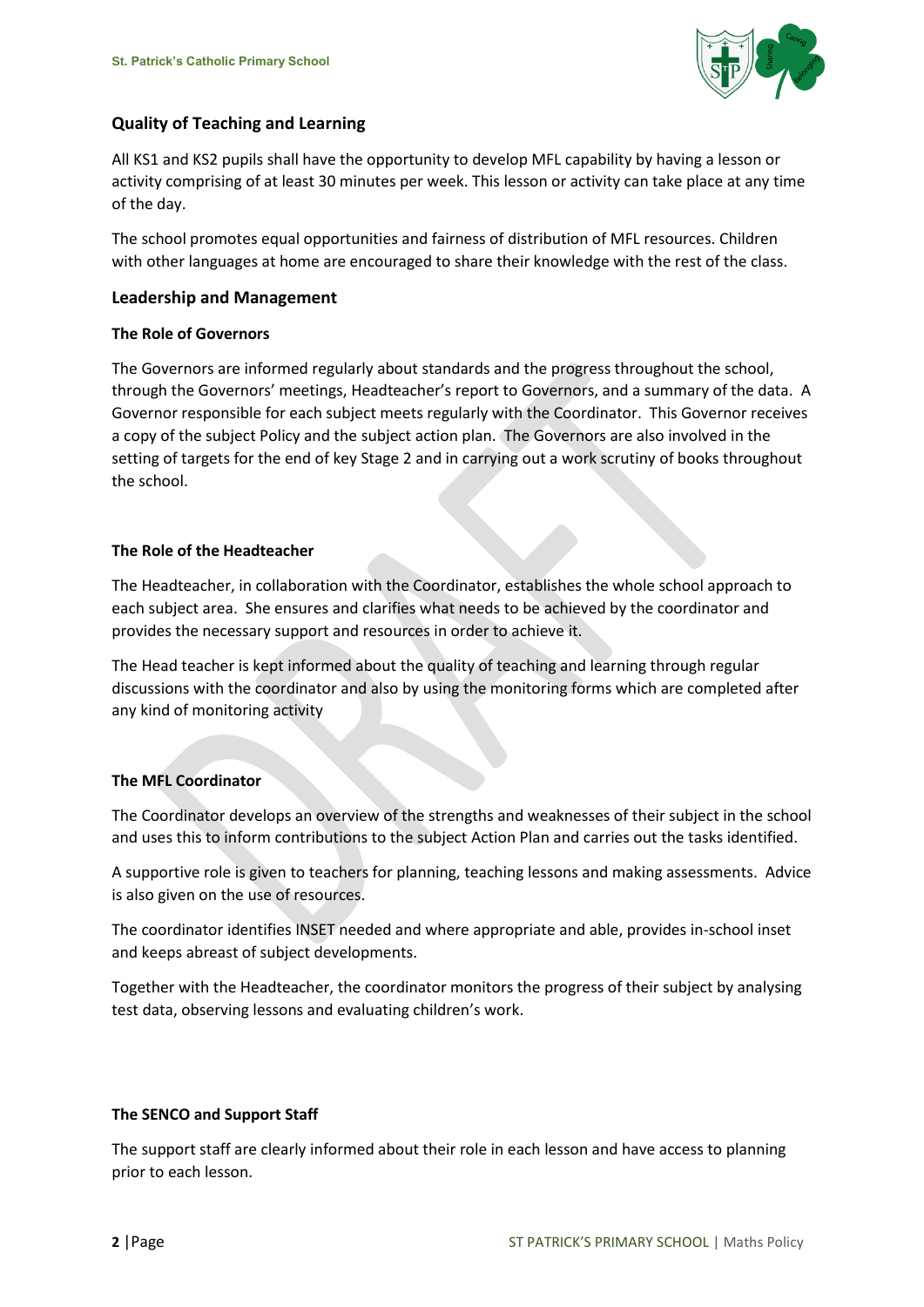## Quality of Teaching and Learning

All KS1 and KS2 pupils shall have the opportunity to develop MFL capability by having a lesson or activity comprising of at least 30 minutes per week. This lesson or activity can take place at any time of the day.

The school promotes equal opportunities and fairness of distribution of MFL resources. Children with other languages at home are encouraged to share their knowledge with the rest of the class.

## Leadership and Management

### The Role of Governors

The Governors are informed regularly about standards and the progress throughout the school, through the Governors' meetings, Headteacher's report to Governors, and a summary of the data. A Governor responsible for each subject meets regularly with the Coordinator. This Governor receives a copy of the subject Policy and the subject action plan. The Governors are also involved in the setting of targets for the end of key Stage 2 and in carrying out a work scrutiny of books throughout the school.

### The Role of the Headteacher

The Headteacher, in collaboration with the Coordinator, establishes the whole school approach to each subject area. She ensures and clarifies what needs to be achieved by the coordinator and provides the necessary support and resources in order to achieve it.

The Head teacher is kept informed about the quality of teaching and learning through regular discussions with the coordinator and also by using the monitoring forms which are completed after any kind of monitoring activity

### The MFL Coordinator

The Coordinator develops an overview of the strengths and weaknesses of their subject in the school and uses this to inform contributions to the subject Action Plan and carries out the tasks identified.

A supportive role is given to teachers for planning, teaching lessons and making assessments. Advice is also given on the use of resources.

The coordinator identifies INSET needed and where appropriate and able, provides in-school inset and keeps abreast of subject developments.

Together with the Headteacher, the coordinator monitors the progress of their subject by analysing test data, observing lessons and evaluating children's work.

### The SENCO and Support Staff

The support staff are clearly informed about their role in each lesson and have access to planning prior to each lesson.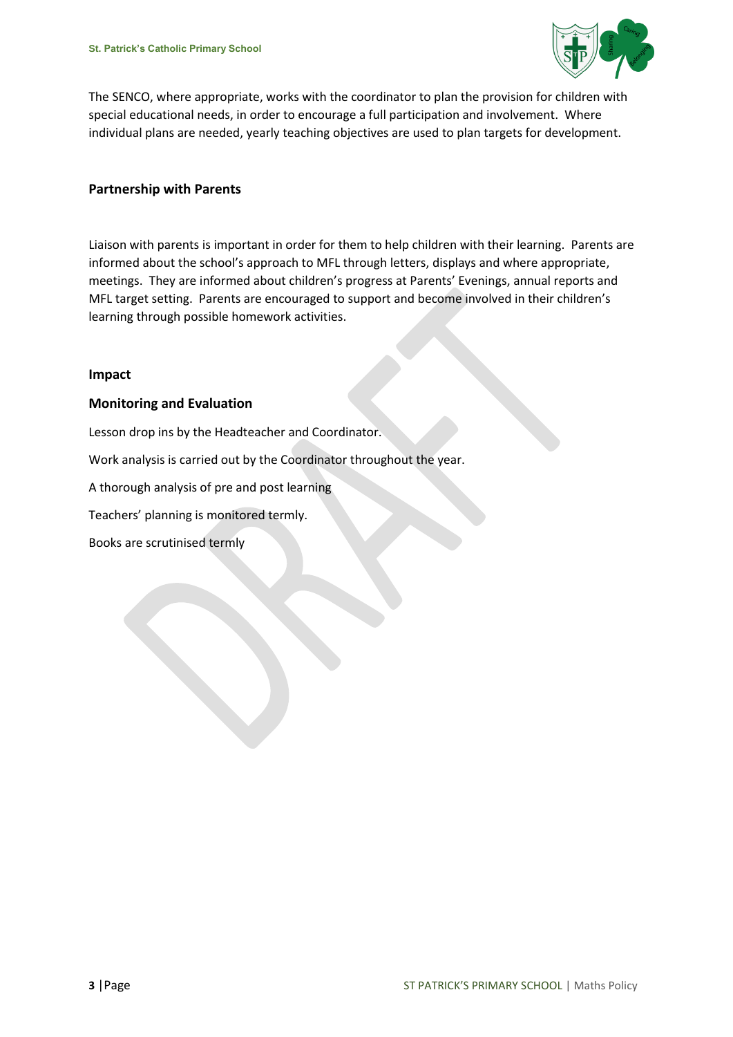The SENCO, where appropriate, works with the coordinator to plan the provision for children with special educational needs, in order to encourage a full participation and involvement. Where individual plans are needed, yearly teaching objectives are used to plan targets for development.

## Partnership with Parents

Liaison with parents is important in order for them to help children with their learning. Parents are informed about the school's approach to MFL through letters, displays and where appropriate, meetings. They are informed about children's progress at Parents' Evenings, annual reports and MFL target setting. Parents are encouraged to support and become involved in their children's learning through possible homework activities.

## Impact

## Monitoring and Evaluation

Lesson drop ins by the Headteacher and Coordinator.

Work analysis is carried out by the Coordinator throughout the year.

A thorough analysis of pre and post learning

Teachers' planning is monitored termly.

Books are scrutinised termly